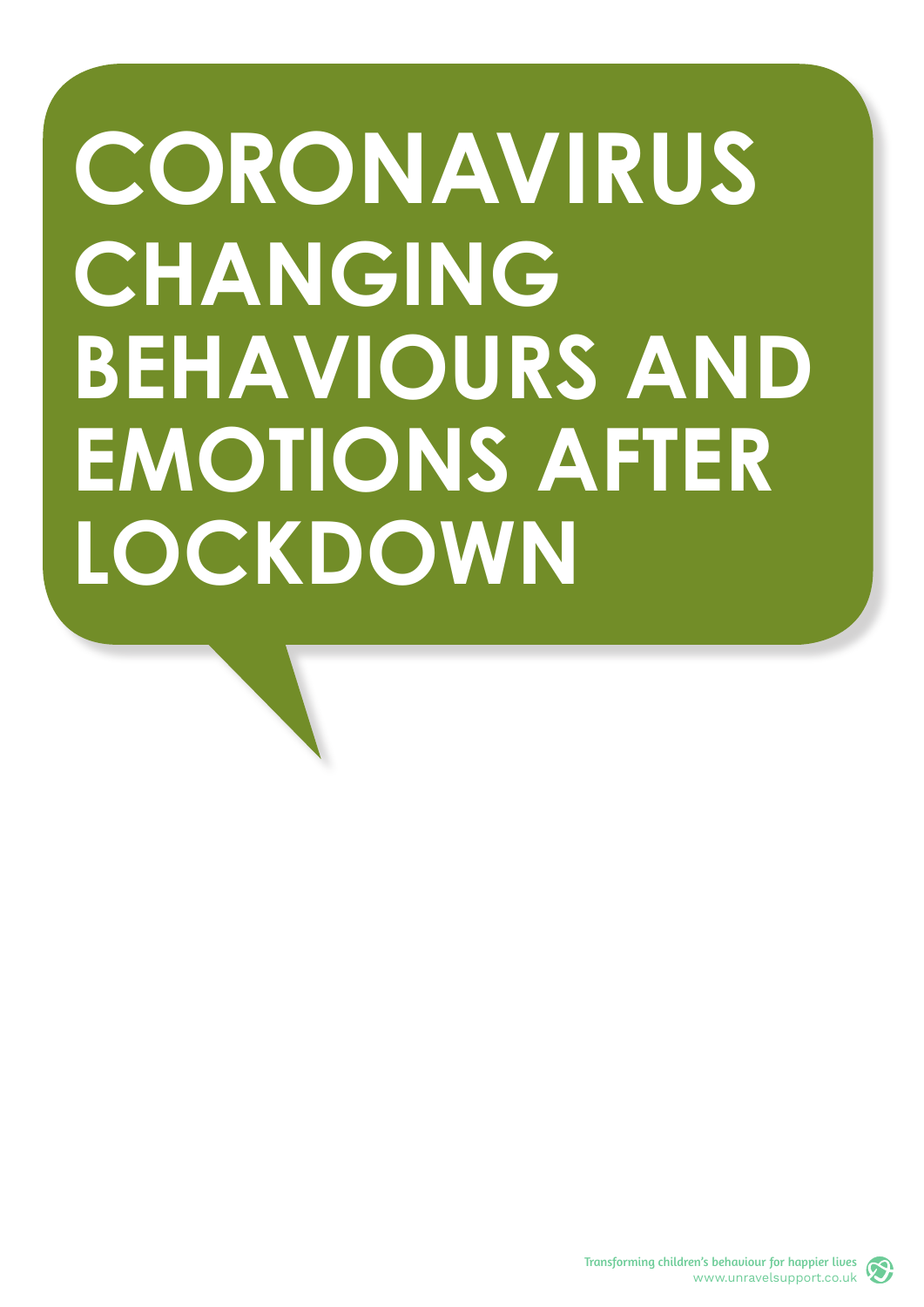# CORONAVIRUS CHANGING BEHAVIOURS AND EMOTIONS AFTER LOCKDOWN

Transforming children's behaviour for happier lives
www.unravelsupport.co.uk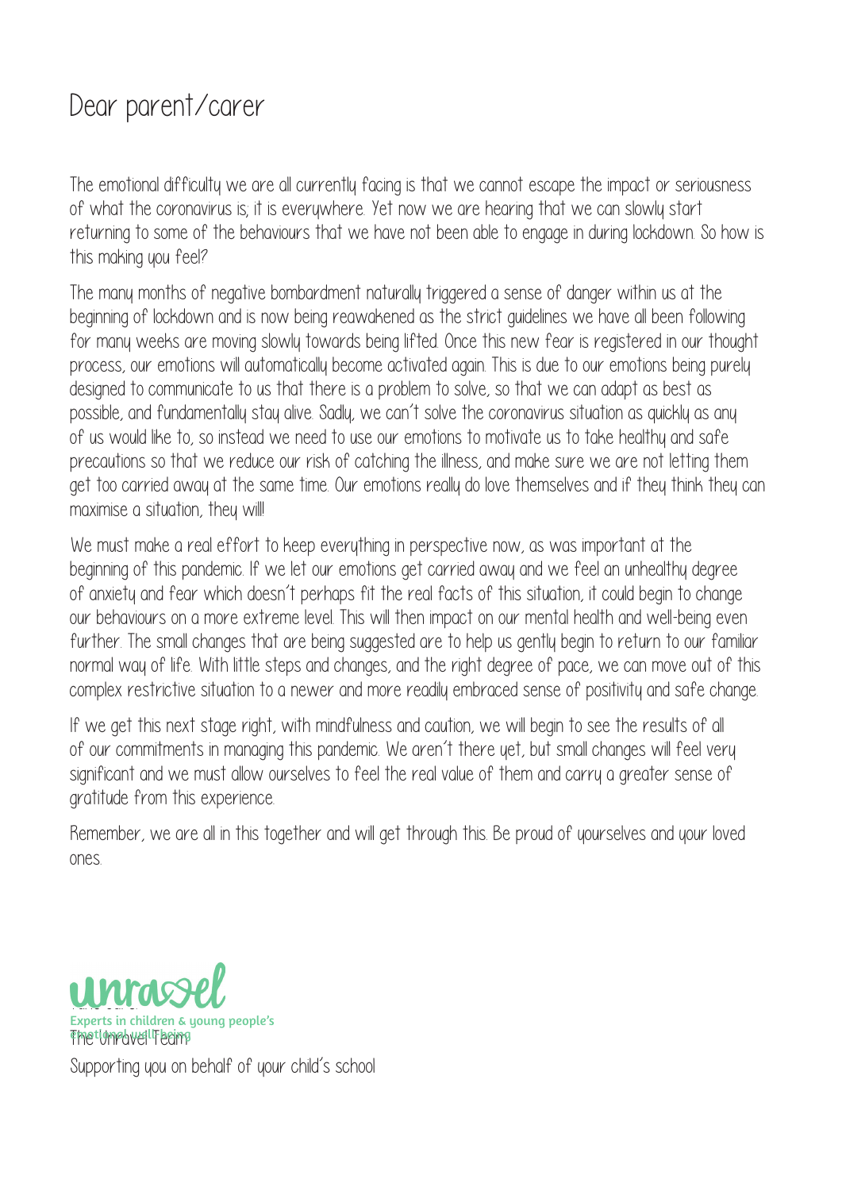# Dear parent/carer

The emotional difficulty we are all currently facing is that we cannot escape the impact or seriousness of what the coronavirus is; it is everywhere. Yet now we are hearing that we can slowly start returning to some of the behaviours that we have not been able to engage in during lockdown. So how is this making you feel?

The many months of negative bombardment naturally triggered a sense of danger within us at the beginning of lockdown and is now being reawakened as the strict guidelines we have all been following for many weeks are moving slowly towards being lifted. Once this new fear is registered in our thought process, our emotions will automatically become activated again. This is due to our emotions being purely designed to communicate to us that there is a problem to solve, so that we can adapt as best as possible, and fundamentally stay alive. Sadly, we can't solve the coronavirus situation as quickly as any of us would like to, so instead we need to use our emotions to motivate us to take healthy and safe precautions so that we reduce our risk of catching the illness, and make sure we are not letting them get too carried away at the same time. Our emotions really do love themselves and if they think they can maximise a situation, they will!

We must make a real effort to keep everything in perspective now, as was important at the beginning of this pandemic. If we let our emotions get carried away and we feel an unhealthy degree of anxiety and fear which doesn't perhaps fit the real facts of this situation, it could begin to change our behaviours on a more extreme level. This will then impact on our mental health and well-being even further. The small changes that are being suggested are to help us gently begin to return to our familiar normal way of life. With little steps and changes, and the right degree of pace, we can move out of this complex restrictive situation to a newer and more readily embraced sense of positivity and safe change.

If we get this next stage right, with mindfulness and caution, we will begin to see the results of all of our commitments in managing this pandemic. We aren't there yet, but small changes will feel very significant and we must allow ourselves to feel the real value of them and carry a greater sense of gratitude from this experience.

Remember, we are all in this together and will get through this. Be proud of yourselves and your loved ones.

Take care,

The Unravel Team

unravel

Experts in children & young people's emotional well-being

Supporting you on behalf of your child's school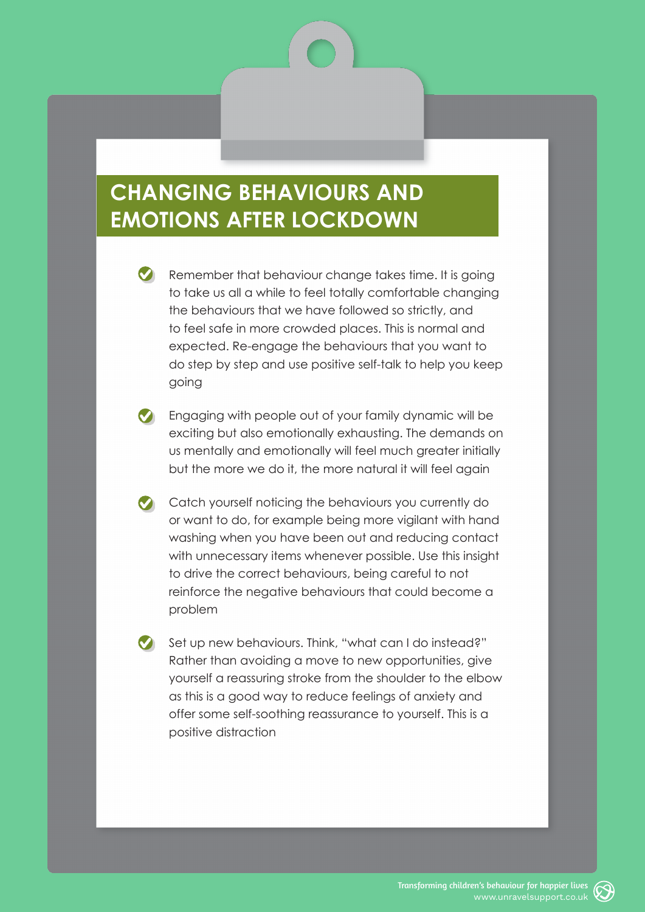# CHANGING BEHAVIOURS AND EMOTIONS AFTER LOCKDOWN

- Remember that behaviour change takes time. It is going to take us all a while to feel totally comfortable changing the behaviours that we have followed so strictly, and to feel safe in more crowded places. This is normal and expected. Re-engage the behaviours that you want to do step by step and use positive self-talk to help you keep going

- Engaging with people out of your family dynamic will be exciting but also emotionally exhausting. The demands on us mentally and emotionally will feel much greater initially but the more we do it, the more natural it will feel again

- Catch yourself noticing the behaviours you currently do or want to do, for example being more vigilant with hand washing when you have been out and reducing contact with unnecessary items whenever possible. Use this insight to drive the correct behaviours, being careful to not reinforce the negative behaviours that could become a problem

- Set up new behaviours. Think, "what can I do instead?" Rather than avoiding a move to new opportunities, give yourself a reassuring stroke from the shoulder to the elbow as this is a good way to reduce feelings of anxiety and offer some self-soothing reassurance to yourself. This is a positive distraction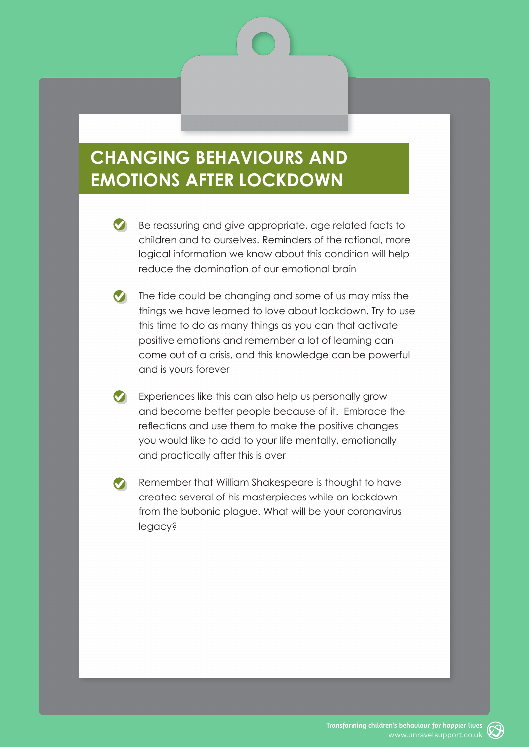# CHANGING BEHAVIOURS AND EMOTIONS AFTER LOCKDOWN

- Be reassuring and give appropriate, age related facts to children and to ourselves. Reminders of the rational, more logical information we know about this condition will help reduce the domination of our emotional brain
- The tide could be changing and some of us may miss the things we have learned to love about lockdown. Try to use this time to do as many things as you can that activate positive emotions and remember a lot of learning can come out of a crisis, and this knowledge can be powerful and is yours forever
- Experiences like this can also help us personally grow and become better people because of it. Embrace the reflections and use them to make the positive changes you would like to add to your life mentally, emotionally and practically after this is over
- Remember that William Shakespeare is thought to have created several of his masterpieces while on lockdown from the bubonic plague. What will be your coronavirus legacy?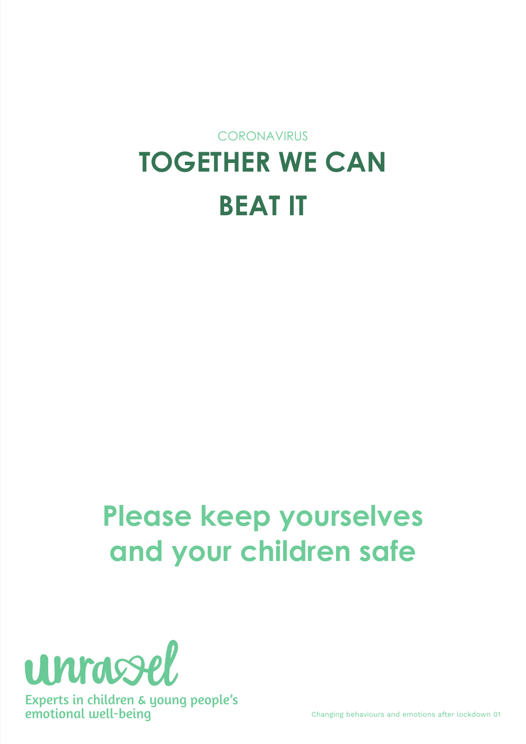CORONAVIRUS

# TOGETHER WE CAN BEAT IT

## Please keep yourselves and your children safe

unravel

Experts in children & young people's emotional well-being